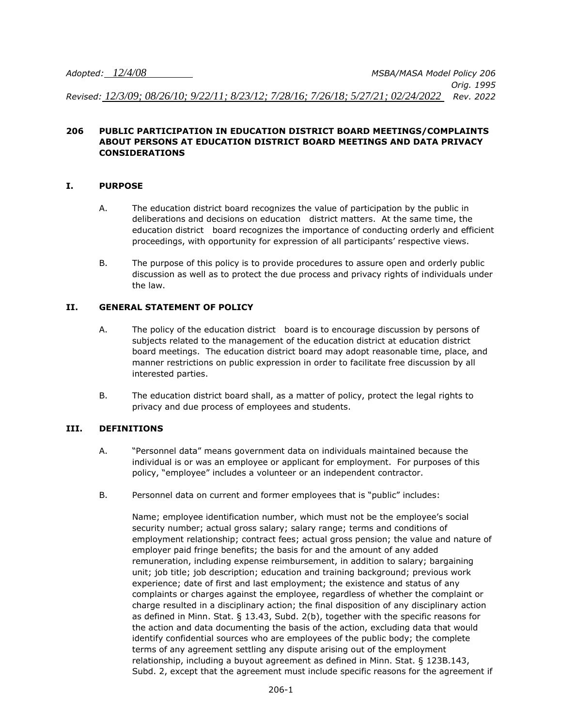*Adopted: 12/4/08* *MSBA/MASA Model Policy 206*
*Orig. 1995*
*Revised: 12/3/09; 08/26/10; 9/22/11; 8/23/12; 7/28/16; 7/26/18; 5/27/21; 02/24/2022* *Rev. 2022*

# 206 PUBLIC PARTICIPATION IN EDUCATION DISTRICT BOARD MEETINGS/COMPLAINTS ABOUT PERSONS AT EDUCATION DISTRICT BOARD MEETINGS AND DATA PRIVACY CONSIDERATIONS

## I. PURPOSE

A. The education district board recognizes the value of participation by the public in deliberations and decisions on education district matters. At the same time, the education district board recognizes the importance of conducting orderly and efficient proceedings, with opportunity for expression of all participants' respective views.

B. The purpose of this policy is to provide procedures to assure open and orderly public discussion as well as to protect the due process and privacy rights of individuals under the law.

## II. GENERAL STATEMENT OF POLICY

A. The policy of the education district board is to encourage discussion by persons of subjects related to the management of the education district at education district board meetings. The education district board may adopt reasonable time, place, and manner restrictions on public expression in order to facilitate free discussion by all interested parties.

B. The education district board shall, as a matter of policy, protect the legal rights to privacy and due process of employees and students.

## III. DEFINITIONS

A. "Personnel data" means government data on individuals maintained because the individual is or was an employee or applicant for employment. For purposes of this policy, "employee" includes a volunteer or an independent contractor.

B. Personnel data on current and former employees that is "public" includes:

Name; employee identification number, which must not be the employee's social security number; actual gross salary; salary range; terms and conditions of employment relationship; contract fees; actual gross pension; the value and nature of employer paid fringe benefits; the basis for and the amount of any added remuneration, including expense reimbursement, in addition to salary; bargaining unit; job title; job description; education and training background; previous work experience; date of first and last employment; the existence and status of any complaints or charges against the employee, regardless of whether the complaint or charge resulted in a disciplinary action; the final disposition of any disciplinary action as defined in Minn. Stat. § 13.43, Subd. 2(b), together with the specific reasons for the action and data documenting the basis of the action, excluding data that would identify confidential sources who are employees of the public body; the complete terms of any agreement settling any dispute arising out of the employment relationship, including a buyout agreement as defined in Minn. Stat. § 123B.143, Subd. 2, except that the agreement must include specific reasons for the agreement if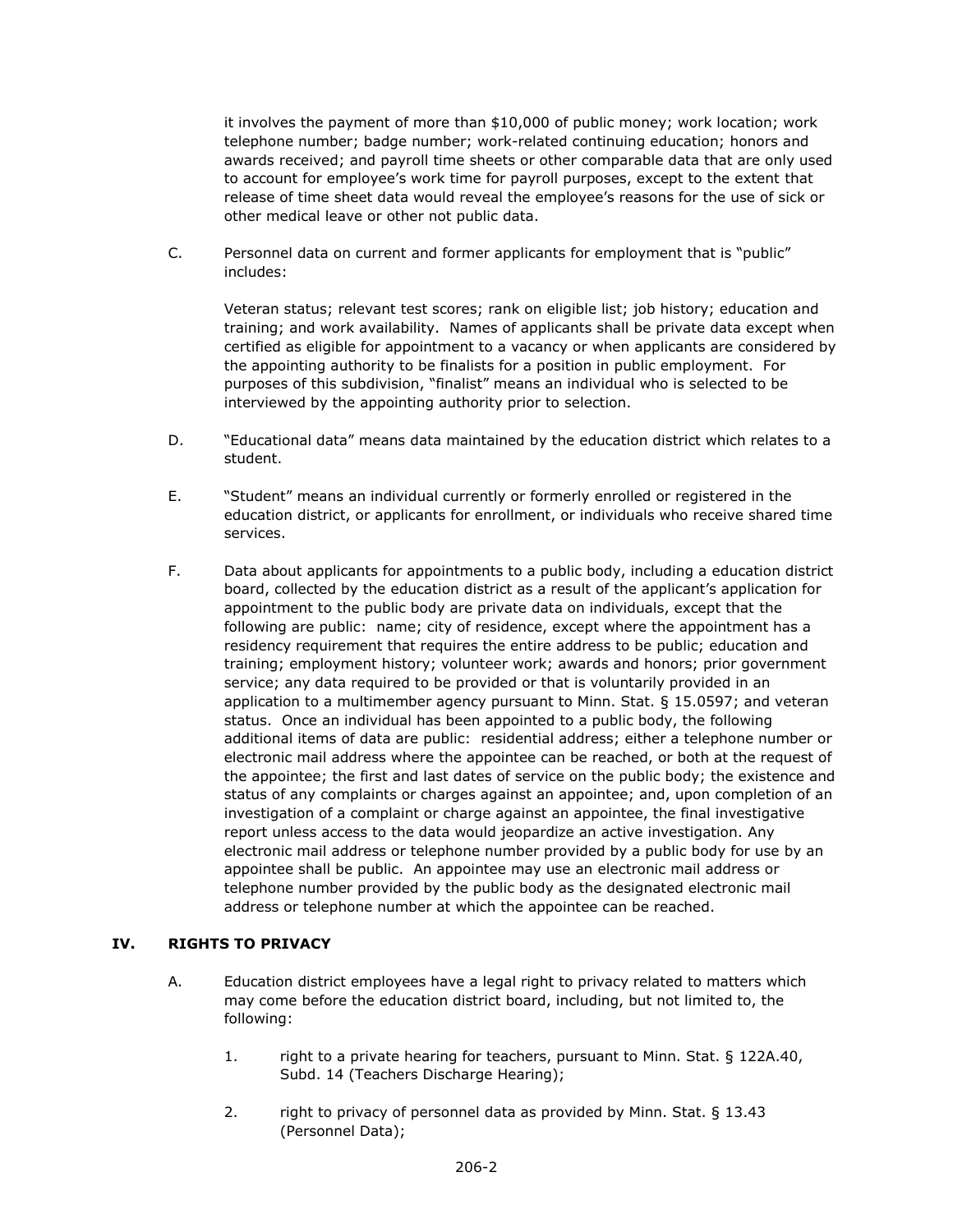it involves the payment of more than $10,000 of public money; work location; work telephone number; badge number; work-related continuing education; honors and awards received; and payroll time sheets or other comparable data that are only used to account for employee's work time for payroll purposes, except to the extent that release of time sheet data would reveal the employee's reasons for the use of sick or other medical leave or other not public data.

C. Personnel data on current and former applicants for employment that is "public" includes:

   Veteran status; relevant test scores; rank on eligible list; job history; education and training; and work availability. Names of applicants shall be private data except when certified as eligible for appointment to a vacancy or when applicants are considered by the appointing authority to be finalists for a position in public employment. For purposes of this subdivision, "finalist" means an individual who is selected to be interviewed by the appointing authority prior to selection.

D. "Educational data" means data maintained by the education district which relates to a student.

E. "Student" means an individual currently or formerly enrolled or registered in the education district, or applicants for enrollment, or individuals who receive shared time services.

F. Data about applicants for appointments to a public body, including a education district board, collected by the education district as a result of the applicant's application for appointment to the public body are private data on individuals, except that the following are public: name; city of residence, except where the appointment has a residency requirement that requires the entire address to be public; education and training; employment history; volunteer work; awards and honors; prior government service; any data required to be provided or that is voluntarily provided in an application to a multimember agency pursuant to Minn. Stat. § 15.0597; and veteran status. Once an individual has been appointed to a public body, the following additional items of data are public: residential address; either a telephone number or electronic mail address where the appointee can be reached, or both at the request of the appointee; the first and last dates of service on the public body; the existence and status of any complaints or charges against an appointee; and, upon completion of an investigation of a complaint or charge against an appointee, the final investigative report unless access to the data would jeopardize an active investigation. Any electronic mail address or telephone number provided by a public body for use by an appointee shall be public. An appointee may use an electronic mail address or telephone number provided by the public body as the designated electronic mail address or telephone number at which the appointee can be reached.

## IV. RIGHTS TO PRIVACY

A. Education district employees have a legal right to privacy related to matters which may come before the education district board, including, but not limited to, the following:

   1. right to a private hearing for teachers, pursuant to Minn. Stat. § 122A.40, Subd. 14 (Teachers Discharge Hearing);

   2. right to privacy of personnel data as provided by Minn. Stat. § 13.43 (Personnel Data);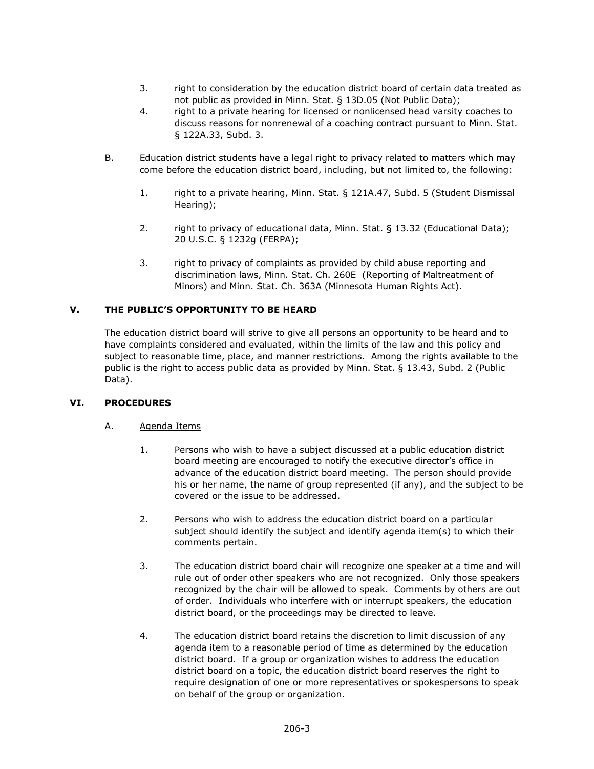3. right to consideration by the education district board of certain data treated as not public as provided in Minn. Stat. § 13D.05 (Not Public Data);
4. right to a private hearing for licensed or nonlicensed head varsity coaches to discuss reasons for nonrenewal of a coaching contract pursuant to Minn. Stat. § 122A.33, Subd. 3.

B. Education district students have a legal right to privacy related to matters which may come before the education district board, including, but not limited to, the following:

1. right to a private hearing, Minn. Stat. § 121A.47, Subd. 5 (Student Dismissal Hearing);

2. right to privacy of educational data, Minn. Stat. § 13.32 (Educational Data); 20 U.S.C. § 1232g (FERPA);

3. right to privacy of complaints as provided by child abuse reporting and discrimination laws, Minn. Stat. Ch. 260E (Reporting of Maltreatment of Minors) and Minn. Stat. Ch. 363A (Minnesota Human Rights Act).

## V. THE PUBLIC'S OPPORTUNITY TO BE HEARD

The education district board will strive to give all persons an opportunity to be heard and to have complaints considered and evaluated, within the limits of the law and this policy and subject to reasonable time, place, and manner restrictions. Among the rights available to the public is the right to access public data as provided by Minn. Stat. § 13.43, Subd. 2 (Public Data).

## VI. PROCEDURES

A. Agenda Items

1. Persons who wish to have a subject discussed at a public education district board meeting are encouraged to notify the executive director's office in advance of the education district board meeting. The person should provide his or her name, the name of group represented (if any), and the subject to be covered or the issue to be addressed.

2. Persons who wish to address the education district board on a particular subject should identify the subject and identify agenda item(s) to which their comments pertain.

3. The education district board chair will recognize one speaker at a time and will rule out of order other speakers who are not recognized. Only those speakers recognized by the chair will be allowed to speak. Comments by others are out of order. Individuals who interfere with or interrupt speakers, the education district board, or the proceedings may be directed to leave.

4. The education district board retains the discretion to limit discussion of any agenda item to a reasonable period of time as determined by the education district board. If a group or organization wishes to address the education district board on a topic, the education district board reserves the right to require designation of one or more representatives or spokespersons to speak on behalf of the group or organization.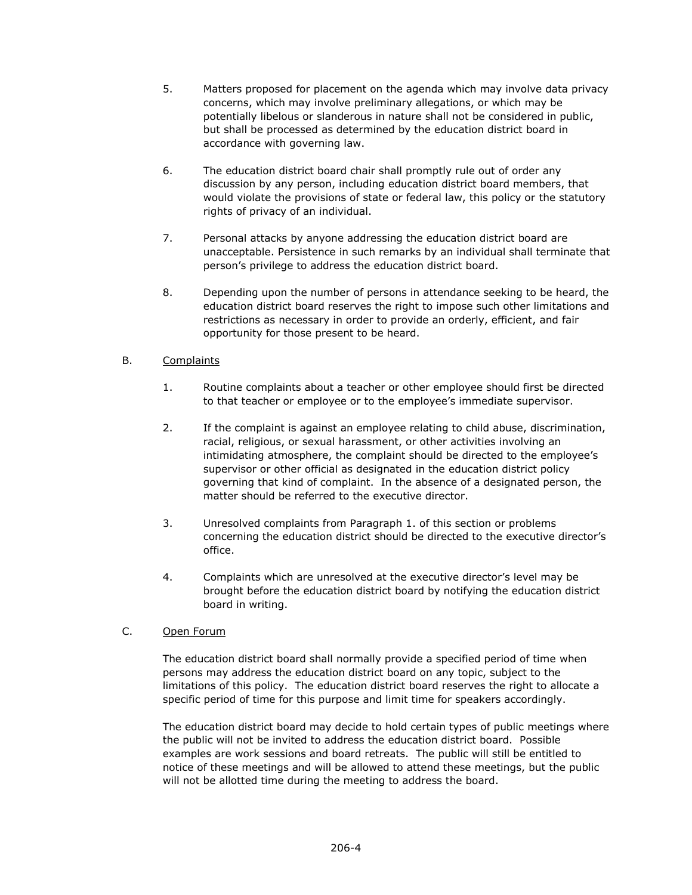5. Matters proposed for placement on the agenda which may involve data privacy concerns, which may involve preliminary allegations, or which may be potentially libelous or slanderous in nature shall not be considered in public, but shall be processed as determined by the education district board in accordance with governing law.

6. The education district board chair shall promptly rule out of order any discussion by any person, including education district board members, that would violate the provisions of state or federal law, this policy or the statutory rights of privacy of an individual.

7. Personal attacks by anyone addressing the education district board are unacceptable. Persistence in such remarks by an individual shall terminate that person's privilege to address the education district board.

8. Depending upon the number of persons in attendance seeking to be heard, the education district board reserves the right to impose such other limitations and restrictions as necessary in order to provide an orderly, efficient, and fair opportunity for those present to be heard.

B. <u>Complaints</u>

1. Routine complaints about a teacher or other employee should first be directed to that teacher or employee or to the employee's immediate supervisor.

2. If the complaint is against an employee relating to child abuse, discrimination, racial, religious, or sexual harassment, or other activities involving an intimidating atmosphere, the complaint should be directed to the employee's supervisor or other official as designated in the education district policy governing that kind of complaint. In the absence of a designated person, the matter should be referred to the executive director.

3. Unresolved complaints from Paragraph 1. of this section or problems concerning the education district should be directed to the executive director's office.

4. Complaints which are unresolved at the executive director's level may be brought before the education district board by notifying the education district board in writing.

C. <u>Open Forum</u>

The education district board shall normally provide a specified period of time when persons may address the education district board on any topic, subject to the limitations of this policy. The education district board reserves the right to allocate a specific period of time for this purpose and limit time for speakers accordingly.

The education district board may decide to hold certain types of public meetings where the public will not be invited to address the education district board. Possible examples are work sessions and board retreats. The public will still be entitled to notice of these meetings and will be allowed to attend these meetings, but the public will not be allotted time during the meeting to address the board.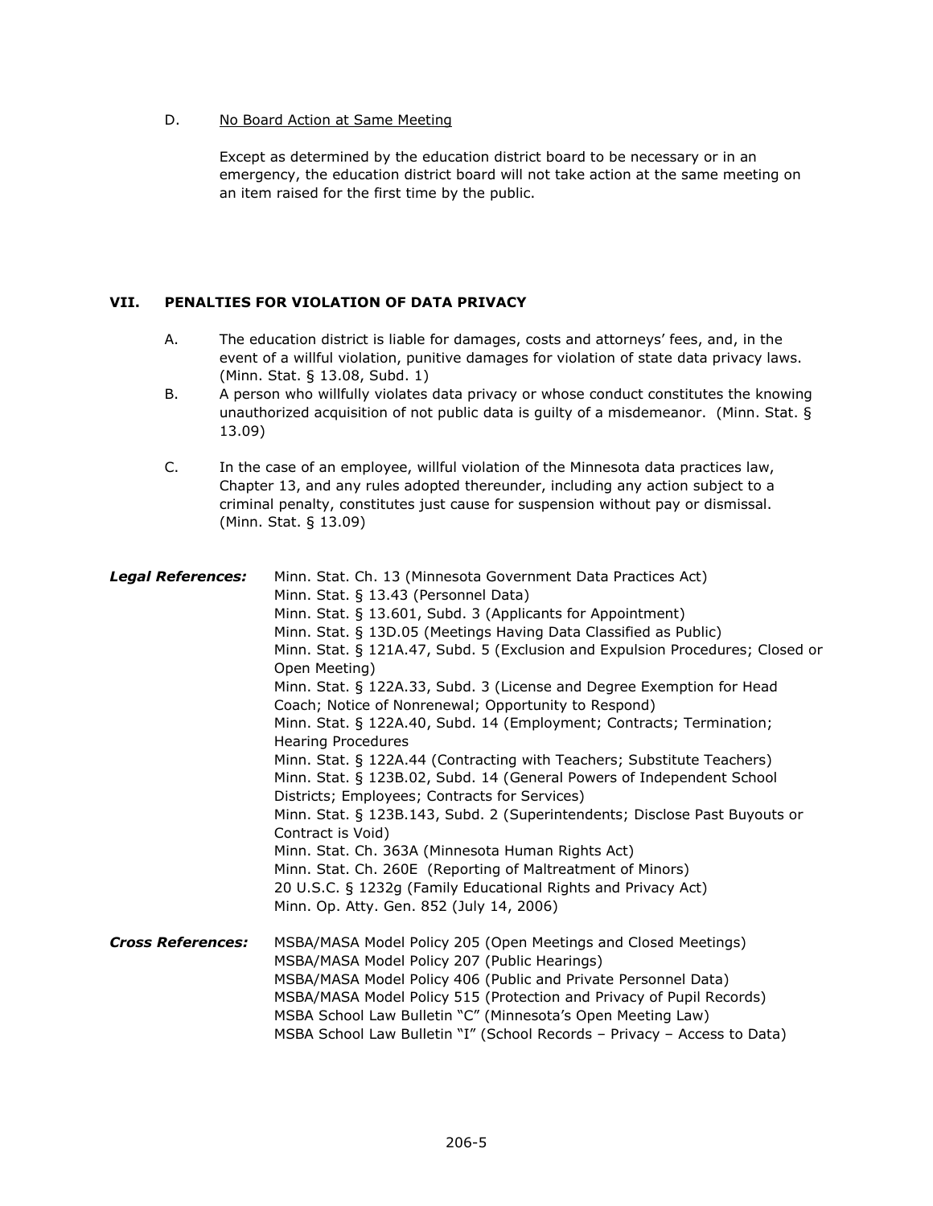D. <u>No Board Action at Same Meeting</u>

Except as determined by the education district board to be necessary or in an emergency, the education district board will not take action at the same meeting on an item raised for the first time by the public.

## VII. PENALTIES FOR VIOLATION OF DATA PRIVACY

A. The education district is liable for damages, costs and attorneys' fees, and, in the event of a willful violation, punitive damages for violation of state data privacy laws. (Minn. Stat. § 13.08, Subd. 1)

B. A person who willfully violates data privacy or whose conduct constitutes the knowing unauthorized acquisition of not public data is guilty of a misdemeanor. (Minn. Stat. § 13.09)

C. In the case of an employee, willful violation of the Minnesota data practices law, Chapter 13, and any rules adopted thereunder, including any action subject to a criminal penalty, constitutes just cause for suspension without pay or dismissal. (Minn. Stat. § 13.09)

***Legal References:***

Minn. Stat. Ch. 13 (Minnesota Government Data Practices Act)
Minn. Stat. § 13.43 (Personnel Data)
Minn. Stat. § 13.601, Subd. 3 (Applicants for Appointment)
Minn. Stat. § 13D.05 (Meetings Having Data Classified as Public)
Minn. Stat. § 121A.47, Subd. 5 (Exclusion and Expulsion Procedures; Closed or Open Meeting)
Minn. Stat. § 122A.33, Subd. 3 (License and Degree Exemption for Head Coach; Notice of Nonrenewal; Opportunity to Respond)
Minn. Stat. § 122A.40, Subd. 14 (Employment; Contracts; Termination; Hearing Procedures
Minn. Stat. § 122A.44 (Contracting with Teachers; Substitute Teachers)
Minn. Stat. § 123B.02, Subd. 14 (General Powers of Independent School Districts; Employees; Contracts for Services)
Minn. Stat. § 123B.143, Subd. 2 (Superintendents; Disclose Past Buyouts or Contract is Void)
Minn. Stat. Ch. 363A (Minnesota Human Rights Act)
Minn. Stat. Ch. 260E (Reporting of Maltreatment of Minors)
20 U.S.C. § 1232g (Family Educational Rights and Privacy Act)
Minn. Op. Atty. Gen. 852 (July 14, 2006)

***Cross References:***

MSBA/MASA Model Policy 205 (Open Meetings and Closed Meetings)
MSBA/MASA Model Policy 207 (Public Hearings)
MSBA/MASA Model Policy 406 (Public and Private Personnel Data)
MSBA/MASA Model Policy 515 (Protection and Privacy of Pupil Records)
MSBA School Law Bulletin "C" (Minnesota's Open Meeting Law)
MSBA School Law Bulletin "I" (School Records – Privacy – Access to Data)